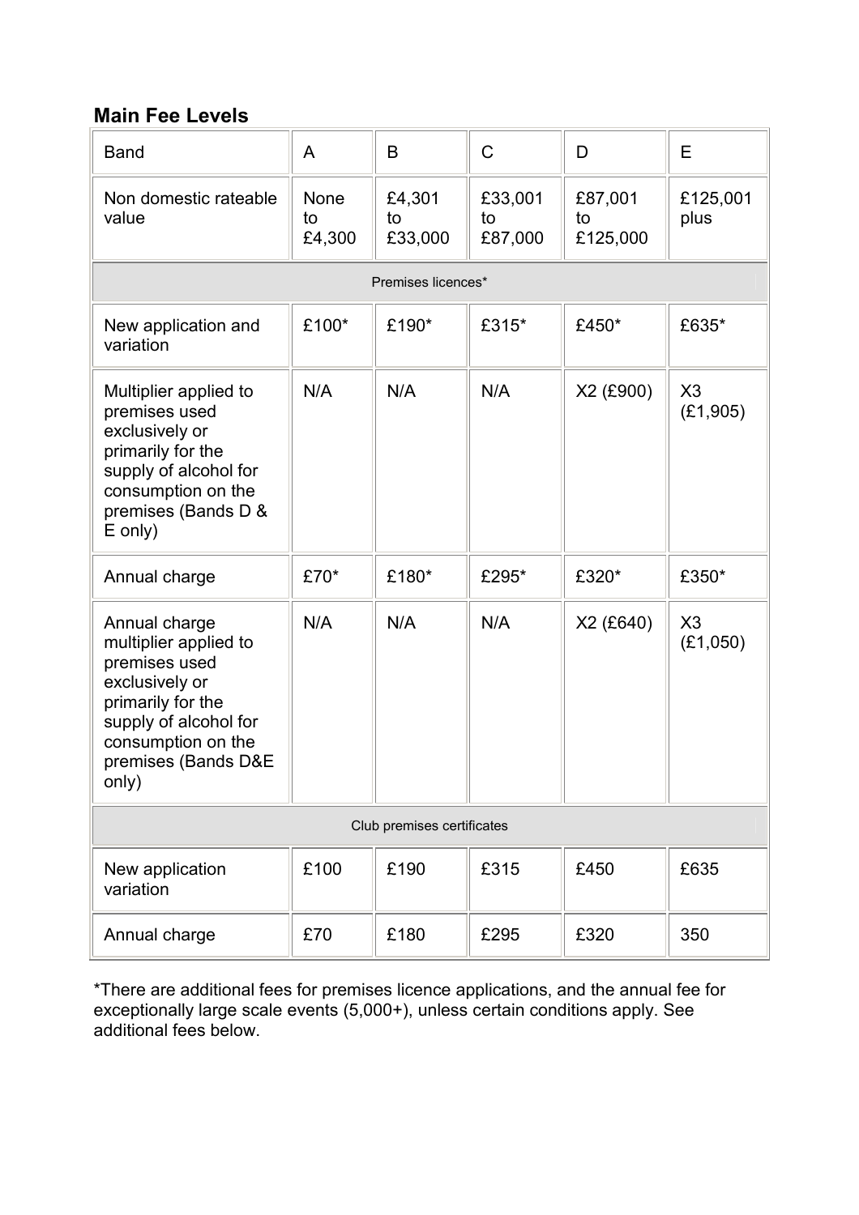## Main Fee Levels

| Band | A | B | C | D | E |
|---|---|---|---|---|---|
| Non domestic rateable value | None to £4,300 | £4,301 to £33,000 | £33,001 to £87,000 | £87,001 to £125,000 | £125,001 plus |
| Premises licences* | | | | | |
| New application and variation | £100* | £190* | £315* | £450* | £635* |
| Multiplier applied to premises used exclusively or primarily for the supply of alcohol for consumption on the premises (Bands D & E only) | N/A | N/A | N/A | X2 (£900) | X3 (£1,905) |
| Annual charge | £70* | £180* | £295* | £320* | £350* |
| Annual charge multiplier applied to premises used exclusively or primarily for the supply of alcohol for consumption on the premises (Bands D&E only) | N/A | N/A | N/A | X2 (£640) | X3 (£1,050) |
| Club premises certificates | | | | | |
| New application variation | £100 | £190 | £315 | £450 | £635 |
| Annual charge | £70 | £180 | £295 | £320 | 350 |

*There are additional fees for premises licence applications, and the annual fee for exceptionally large scale events (5,000+), unless certain conditions apply. See additional fees below.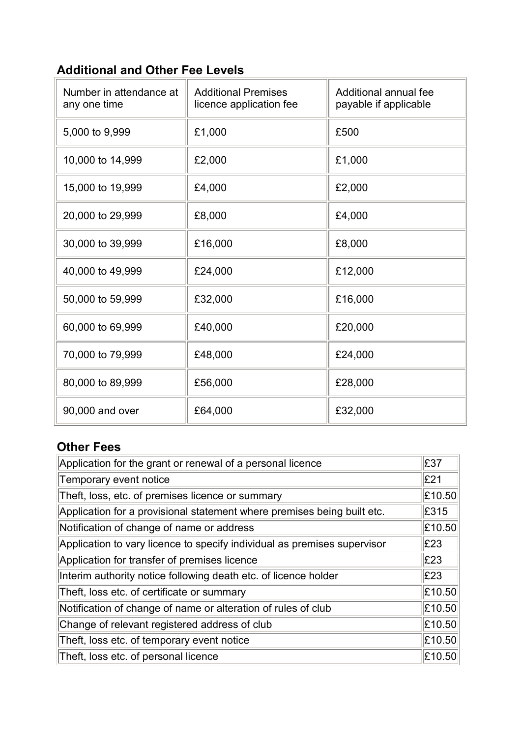## Additional and Other Fee Levels

| Number in attendance at any one time | Additional Premises licence application fee | Additional annual fee payable if applicable |
|---|---|---|
| 5,000 to 9,999 | £1,000 | £500 |
| 10,000 to 14,999 | £2,000 | £1,000 |
| 15,000 to 19,999 | £4,000 | £2,000 |
| 20,000 to 29,999 | £8,000 | £4,000 |
| 30,000 to 39,999 | £16,000 | £8,000 |
| 40,000 to 49,999 | £24,000 | £12,000 |
| 50,000 to 59,999 | £32,000 | £16,000 |
| 60,000 to 69,999 | £40,000 | £20,000 |
| 70,000 to 79,999 | £48,000 | £24,000 |
| 80,000 to 89,999 | £56,000 | £28,000 |
| 90,000 and over | £64,000 | £32,000 |

## Other Fees

| | |
|---|---|
| Application for the grant or renewal of a personal licence | £37 |
| Temporary event notice | £21 |
| Theft, loss, etc. of premises licence or summary | £10.50 |
| Application for a provisional statement where premises being built etc. | £315 |
| Notification of change of name or address | £10.50 |
| Application to vary licence to specify individual as premises supervisor | £23 |
| Application for transfer of premises licence | £23 |
| Interim authority notice following death etc. of licence holder | £23 |
| Theft, loss etc. of certificate or summary | £10.50 |
| Notification of change of name or alteration of rules of club | £10.50 |
| Change of relevant registered address of club | £10.50 |
| Theft, loss etc. of temporary event notice | £10.50 |
| Theft, loss etc. of personal licence | £10.50 |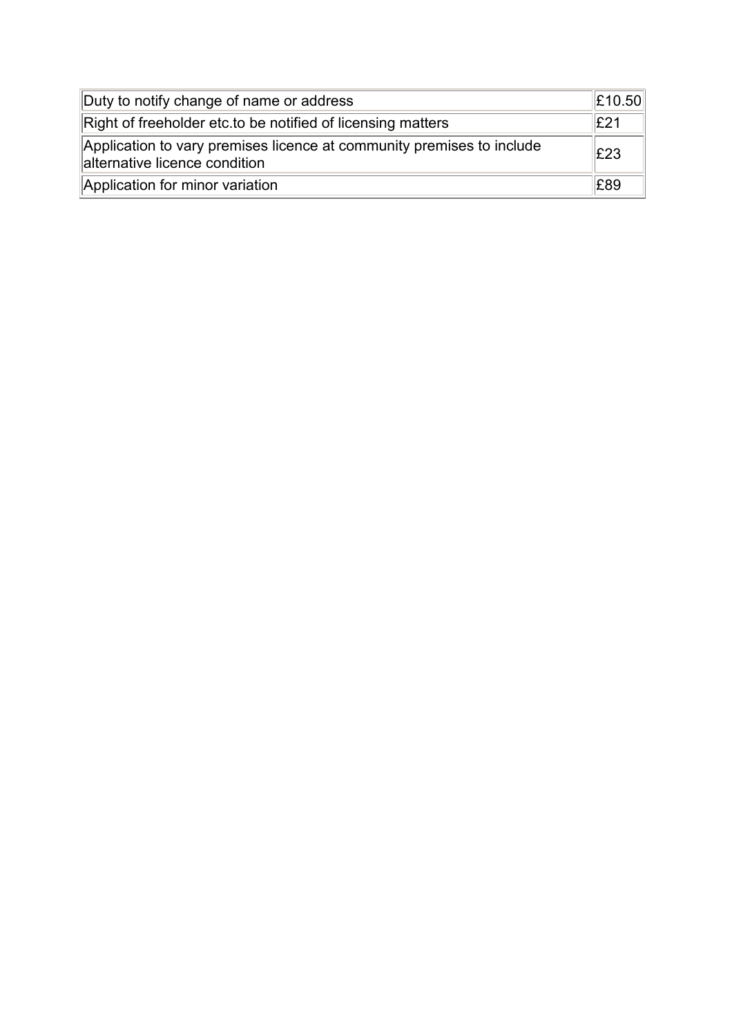| | |
|---|---|
| Duty to notify change of name or address | £10.50 |
| Right of freeholder etc.to be notified of licensing matters | £21 |
| Application to vary premises licence at community premises to include alternative licence condition | £23 |
| Application for minor variation | £89 |